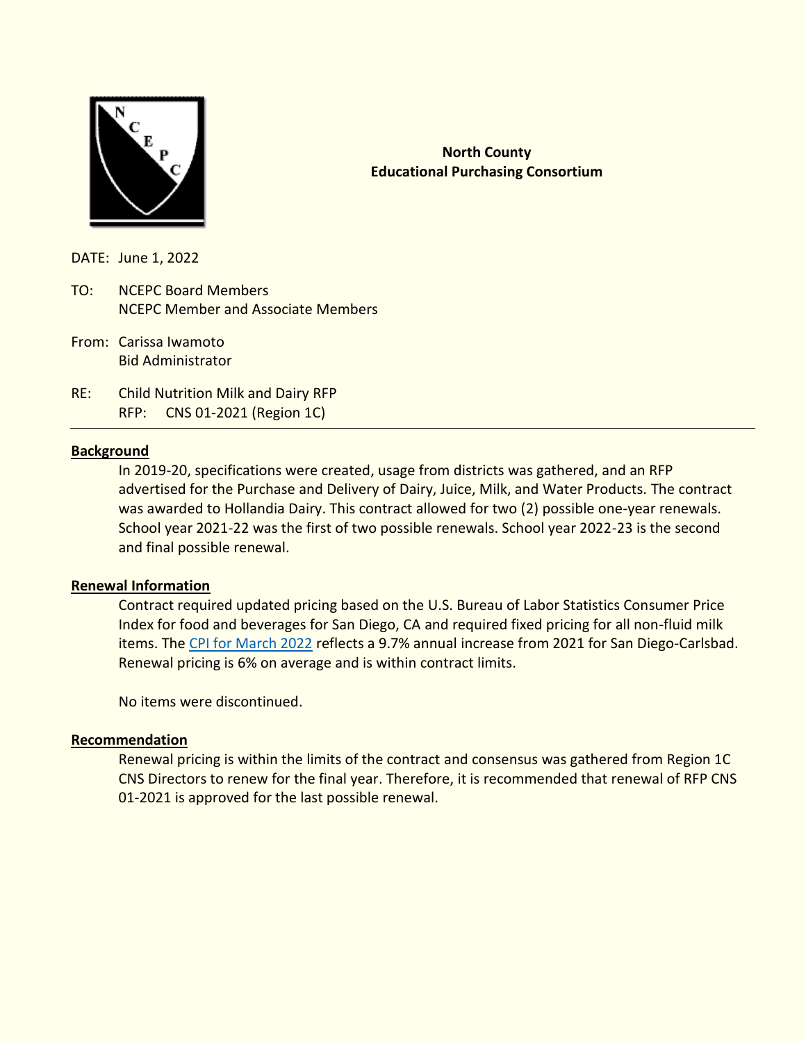**North County**
**Educational Purchasing Consortium**

DATE: June 1, 2022

TO: NCEPC Board Members
NCEPC Member and Associate Members

From: Carissa Iwamoto
Bid Administrator

RE: Child Nutrition Milk and Dairy RFP
RFP: CNS 01-2021 (Region 1C)

---

**Background**

In 2019-20, specifications were created, usage from districts was gathered, and an RFP advertised for the Purchase and Delivery of Dairy, Juice, Milk, and Water Products. The contract was awarded to Hollandia Dairy. This contract allowed for two (2) possible one-year renewals. School year 2021-22 was the first of two possible renewals. School year 2022-23 is the second and final possible renewal.

**Renewal Information**

Contract required updated pricing based on the U.S. Bureau of Labor Statistics Consumer Price Index for food and beverages for San Diego, CA and required fixed pricing for all non-fluid milk items. The CPI for March 2022 reflects a 9.7% annual increase from 2021 for San Diego-Carlsbad. Renewal pricing is 6% on average and is within contract limits.

No items were discontinued.

**Recommendation**

Renewal pricing is within the limits of the contract and consensus was gathered from Region 1C CNS Directors to renew for the final year. Therefore, it is recommended that renewal of RFP CNS 01-2021 is approved for the last possible renewal.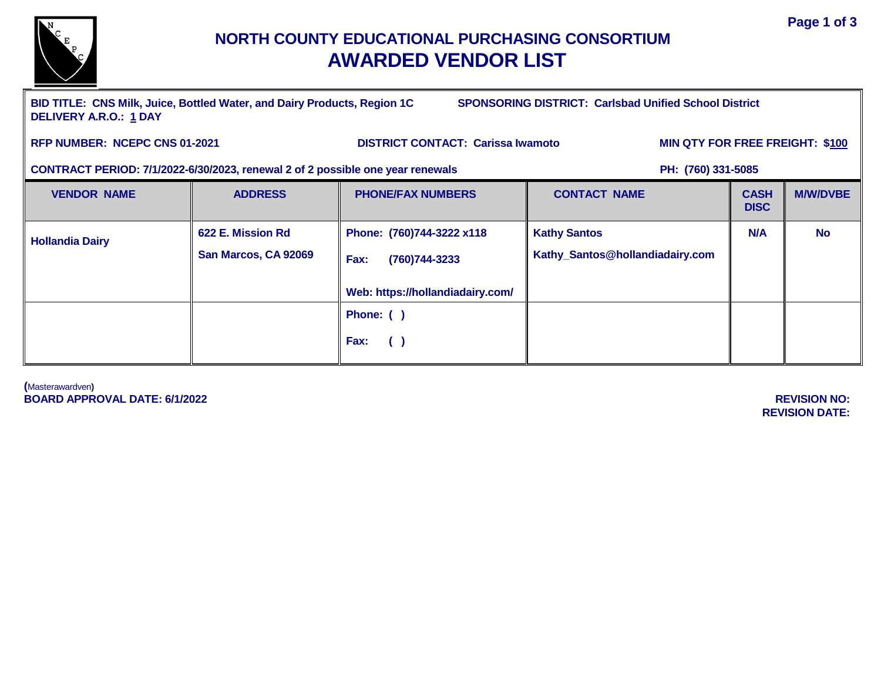# NORTH COUNTY EDUCATIONAL PURCHASING CONSORTIUM

## AWARDED VENDOR LIST

**BID TITLE: CNS Milk, Juice, Bottled Water, and Dairy Products, Region 1C**
**DELIVERY A.R.O.: 1 DAY**

**SPONSORING DISTRICT: Carlsbad Unified School District**

**RFP NUMBER: NCEPC CNS 01-2021**

**DISTRICT CONTACT: Carissa Iwamoto**

**MIN QTY FOR FREE FREIGHT: $100**

**CONTRACT PERIOD: 7/1/2022-6/30/2023, renewal 2 of 2 possible one year renewals**

**PH: (760) 331-5085**

| VENDOR NAME | ADDRESS | PHONE/FAX NUMBERS | CONTACT NAME | CASH DISC | M/W/DVBE |
|---|---|---|---|---|---|
| Hollandia Dairy | 622 E. Mission Rd<br>San Marcos, CA 92069 | Phone: (760)744-3222 x118<br>Fax: (760)744-3233<br>Web: https://hollandiadairy.com/ | Kathy Santos<br>Kathy_Santos@hollandiadairy.com | N/A | No |
| | | Phone: ( )<br>Fax: ( ) | | | |

(Masterawardven)

**BOARD APPROVAL DATE: 6/1/2022**

**REVISION NO:**

**REVISION DATE:**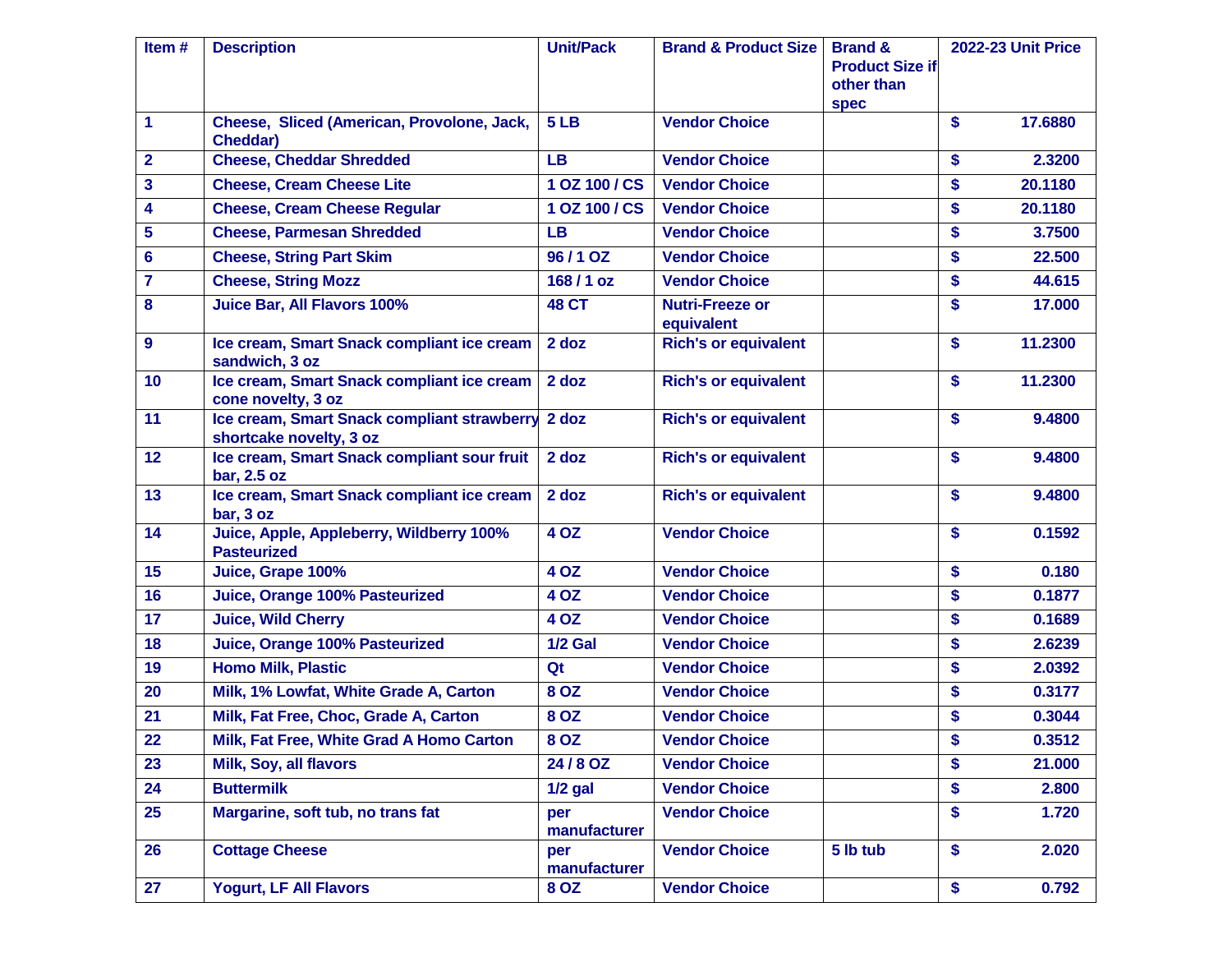| Item # | Description | Unit/Pack | Brand & Product Size | Brand & Product Size if other than spec | 2022-23 Unit Price |
|---|---|---|---|---|---|
| 1 | Cheese, Sliced (American, Provolone, Jack, Cheddar) | 5 LB | Vendor Choice | | $ 17.6880 |
| 2 | Cheese, Cheddar Shredded | LB | Vendor Choice | | $ 2.3200 |
| 3 | Cheese, Cream Cheese Lite | 1 OZ 100 / CS | Vendor Choice | | $ 20.1180 |
| 4 | Cheese, Cream Cheese Regular | 1 OZ 100 / CS | Vendor Choice | | $ 20.1180 |
| 5 | Cheese, Parmesan Shredded | LB | Vendor Choice | | $ 3.7500 |
| 6 | Cheese, String Part Skim | 96 / 1 OZ | Vendor Choice | | $ 22.500 |
| 7 | Cheese, String Mozz | 168 / 1 oz | Vendor Choice | | $ 44.615 |
| 8 | Juice Bar, All Flavors 100% | 48 CT | Nutri-Freeze or equivalent | | $ 17.000 |
| 9 | Ice cream, Smart Snack compliant ice cream sandwich, 3 oz | 2 doz | Rich's or equivalent | | $ 11.2300 |
| 10 | Ice cream, Smart Snack compliant ice cream cone novelty, 3 oz | 2 doz | Rich's or equivalent | | $ 11.2300 |
| 11 | Ice cream, Smart Snack compliant strawberry shortcake novelty, 3 oz | 2 doz | Rich's or equivalent | | $ 9.4800 |
| 12 | Ice cream, Smart Snack compliant sour fruit bar, 2.5 oz | 2 doz | Rich's or equivalent | | $ 9.4800 |
| 13 | Ice cream, Smart Snack compliant ice cream bar, 3 oz | 2 doz | Rich's or equivalent | | $ 9.4800 |
| 14 | Juice, Apple, Appleberry, Wildberry 100% Pasteurized | 4 OZ | Vendor Choice | | $ 0.1592 |
| 15 | Juice, Grape 100% | 4 OZ | Vendor Choice | | $ 0.180 |
| 16 | Juice, Orange 100% Pasteurized | 4 OZ | Vendor Choice | | $ 0.1877 |
| 17 | Juice, Wild Cherry | 4 OZ | Vendor Choice | | $ 0.1689 |
| 18 | Juice, Orange 100% Pasteurized | 1/2 Gal | Vendor Choice | | $ 2.6239 |
| 19 | Homo Milk, Plastic | Qt | Vendor Choice | | $ 2.0392 |
| 20 | Milk, 1% Lowfat, White Grade A, Carton | 8 OZ | Vendor Choice | | $ 0.3177 |
| 21 | Milk, Fat Free, Choc, Grade A, Carton | 8 OZ | Vendor Choice | | $ 0.3044 |
| 22 | Milk, Fat Free, White Grad A Homo Carton | 8 OZ | Vendor Choice | | $ 0.3512 |
| 23 | Milk, Soy, all flavors | 24 / 8 OZ | Vendor Choice | | $ 21.000 |
| 24 | Buttermilk | 1/2 gal | Vendor Choice | | $ 2.800 |
| 25 | Margarine, soft tub, no trans fat | per manufacturer | Vendor Choice | | $ 1.720 |
| 26 | Cottage Cheese | per manufacturer | Vendor Choice | 5 lb tub | $ 2.020 |
| 27 | Yogurt, LF All Flavors | 8 OZ | Vendor Choice | | $ 0.792 |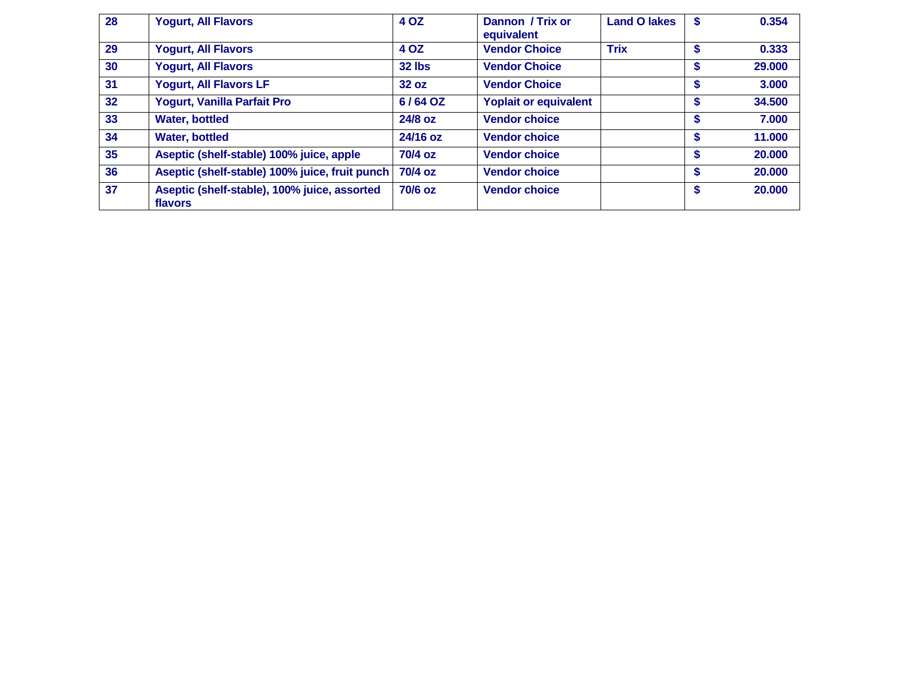| | | | | | |
|---|---|---|---|---|---|
| 28 | Yogurt, All Flavors | 4 OZ | Dannon / Trix or equivalent | Land O lakes | $ 0.354 |
| 29 | Yogurt, All Flavors | 4 OZ | Vendor Choice | Trix | $ 0.333 |
| 30 | Yogurt, All Flavors | 32 lbs | Vendor Choice | | $ 29.000 |
| 31 | Yogurt, All Flavors LF | 32 oz | Vendor Choice | | $ 3.000 |
| 32 | Yogurt, Vanilla Parfait Pro | 6 / 64 OZ | Yoplait or equivalent | | $ 34.500 |
| 33 | Water, bottled | 24/8 oz | Vendor choice | | $ 7.000 |
| 34 | Water, bottled | 24/16 oz | Vendor choice | | $ 11.000 |
| 35 | Aseptic (shelf-stable) 100% juice, apple | 70/4 oz | Vendor choice | | $ 20.000 |
| 36 | Aseptic (shelf-stable) 100% juice, fruit punch | 70/4 oz | Vendor choice | | $ 20.000 |
| 37 | Aseptic (shelf-stable), 100% juice, assorted flavors | 70/6 oz | Vendor choice | | $ 20.000 |